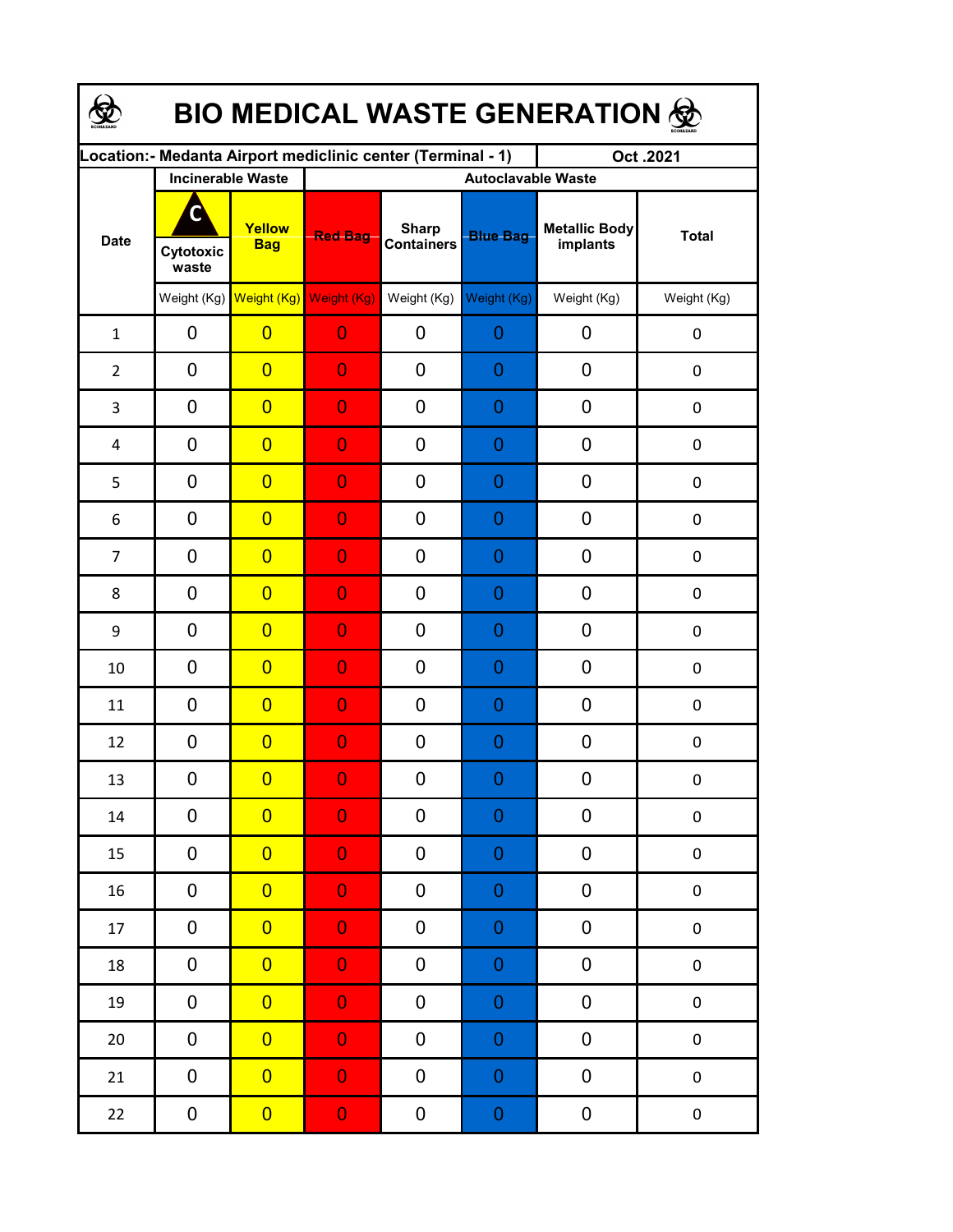# BIO MEDICAL WASTE GENERATION

| Location:- Medanta Airport mediclinic center (Terminal - 1) | | | | | | | Oct .2021 |
|---|---|---|---|---|---|---|---|
| Date | Incinerable Waste | | Autoclavable Waste | | | | |
| | Cytotoxic waste | Yellow Bag | Red Bag | Sharp Containers | Blue Bag | Metallic Body implants | Total |
| | Weight (Kg) | Weight (Kg) | Weight (Kg) | Weight (Kg) | Weight (Kg) | Weight (Kg) | Weight (Kg) |
| 1 | 0 | 0 | 0 | 0 | 0 | 0 | 0 |
| 2 | 0 | 0 | 0 | 0 | 0 | 0 | 0 |
| 3 | 0 | 0 | 0 | 0 | 0 | 0 | 0 |
| 4 | 0 | 0 | 0 | 0 | 0 | 0 | 0 |
| 5 | 0 | 0 | 0 | 0 | 0 | 0 | 0 |
| 6 | 0 | 0 | 0 | 0 | 0 | 0 | 0 |
| 7 | 0 | 0 | 0 | 0 | 0 | 0 | 0 |
| 8 | 0 | 0 | 0 | 0 | 0 | 0 | 0 |
| 9 | 0 | 0 | 0 | 0 | 0 | 0 | 0 |
| 10 | 0 | 0 | 0 | 0 | 0 | 0 | 0 |
| 11 | 0 | 0 | 0 | 0 | 0 | 0 | 0 |
| 12 | 0 | 0 | 0 | 0 | 0 | 0 | 0 |
| 13 | 0 | 0 | 0 | 0 | 0 | 0 | 0 |
| 14 | 0 | 0 | 0 | 0 | 0 | 0 | 0 |
| 15 | 0 | 0 | 0 | 0 | 0 | 0 | 0 |
| 16 | 0 | 0 | 0 | 0 | 0 | 0 | 0 |
| 17 | 0 | 0 | 0 | 0 | 0 | 0 | 0 |
| 18 | 0 | 0 | 0 | 0 | 0 | 0 | 0 |
| 19 | 0 | 0 | 0 | 0 | 0 | 0 | 0 |
| 20 | 0 | 0 | 0 | 0 | 0 | 0 | 0 |
| 21 | 0 | 0 | 0 | 0 | 0 | 0 | 0 |
| 22 | 0 | 0 | 0 | 0 | 0 | 0 | 0 |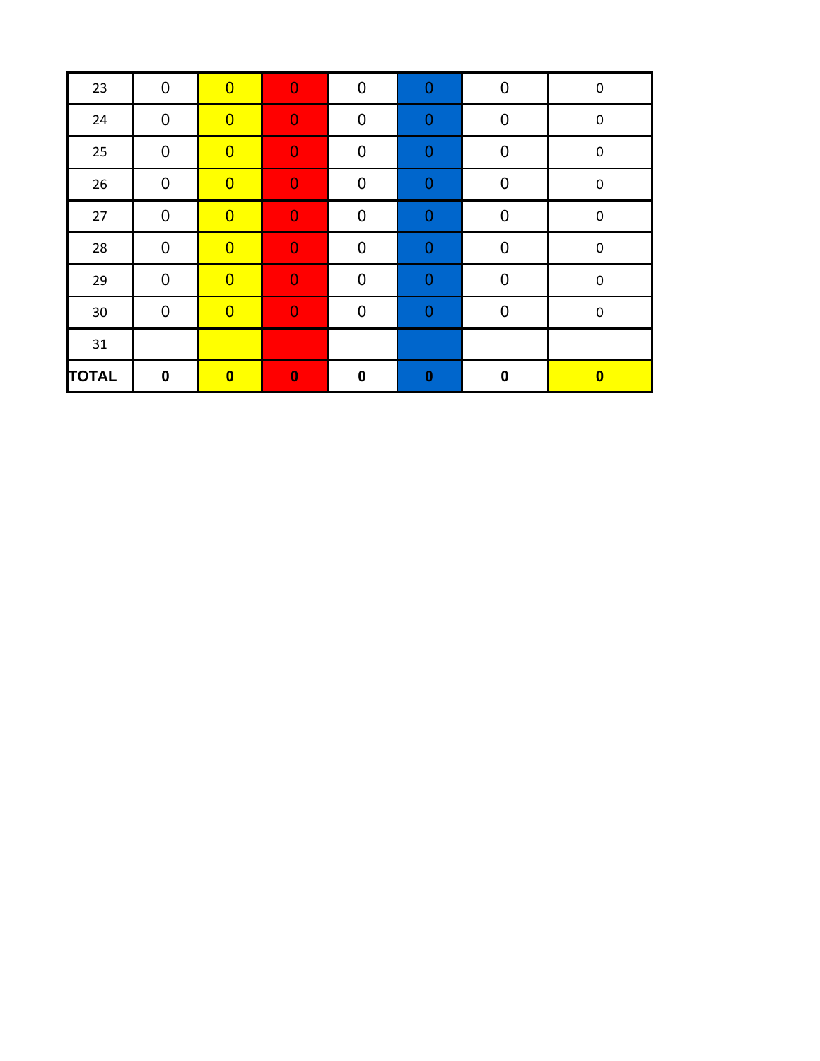| | | | | | | | |
|---|---|---|---|---|---|---|---|
| 23 | 0 | 0 | 0 | 0 | 0 | 0 | 0 |
| 24 | 0 | 0 | 0 | 0 | 0 | 0 | 0 |
| 25 | 0 | 0 | 0 | 0 | 0 | 0 | 0 |
| 26 | 0 | 0 | 0 | 0 | 0 | 0 | 0 |
| 27 | 0 | 0 | 0 | 0 | 0 | 0 | 0 |
| 28 | 0 | 0 | 0 | 0 | 0 | 0 | 0 |
| 29 | 0 | 0 | 0 | 0 | 0 | 0 | 0 |
| 30 | 0 | 0 | 0 | 0 | 0 | 0 | 0 |
| 31 | | | | | | | |
| **TOTAL** | **0** | **0** | **0** | **0** | **0** | **0** | **0** |